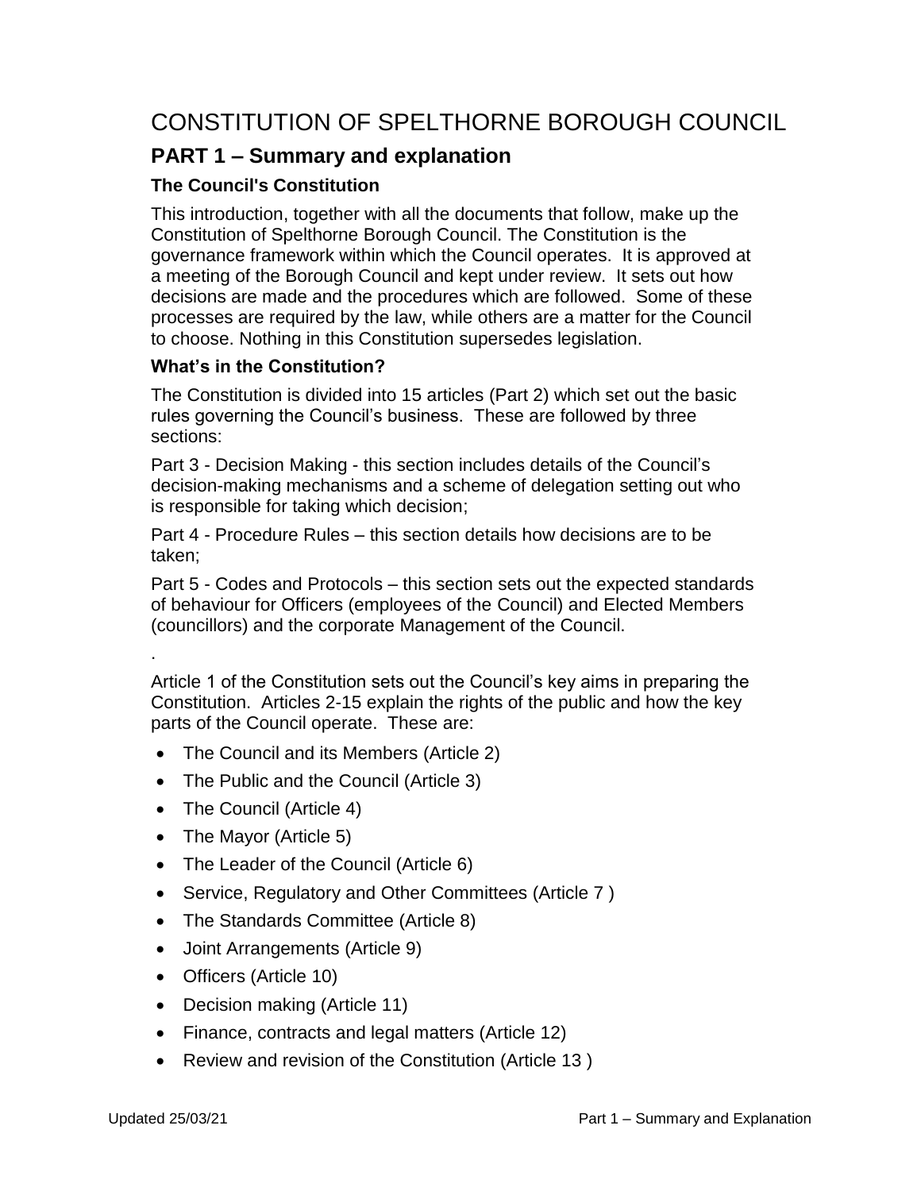# CONSTITUTION OF SPELTHORNE BOROUGH COUNCIL

## PART 1 – Summary and explanation

### The Council's Constitution

This introduction, together with all the documents that follow, make up the Constitution of Spelthorne Borough Council. The Constitution is the governance framework within which the Council operates. It is approved at a meeting of the Borough Council and kept under review. It sets out how decisions are made and the procedures which are followed. Some of these processes are required by the law, while others are a matter for the Council to choose. Nothing in this Constitution supersedes legislation.

### What's in the Constitution?

The Constitution is divided into 15 articles (Part 2) which set out the basic rules governing the Council's business. These are followed by three sections:

Part 3 - Decision Making - this section includes details of the Council's decision-making mechanisms and a scheme of delegation setting out who is responsible for taking which decision;

Part 4 - Procedure Rules – this section details how decisions are to be taken;

Part 5 - Codes and Protocols – this section sets out the expected standards of behaviour for Officers (employees of the Council) and Elected Members (councillors) and the corporate Management of the Council.

.

Article 1 of the Constitution sets out the Council's key aims in preparing the Constitution. Articles 2-15 explain the rights of the public and how the key parts of the Council operate. These are:

- The Council and its Members (Article 2)
- The Public and the Council (Article 3)
- The Council (Article 4)
- The Mayor (Article 5)
- The Leader of the Council (Article 6)
- Service, Regulatory and Other Committees (Article 7 )
- The Standards Committee (Article 8)
- Joint Arrangements (Article 9)
- Officers (Article 10)
- Decision making (Article 11)
- Finance, contracts and legal matters (Article 12)
- Review and revision of the Constitution (Article 13 )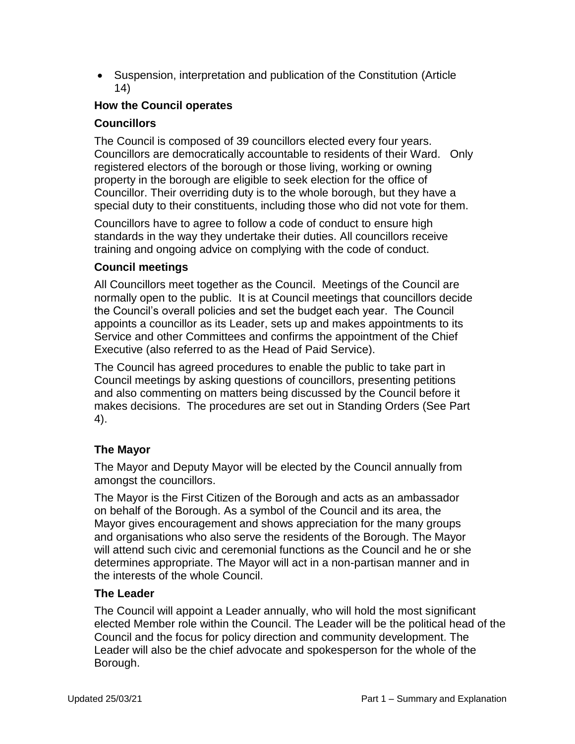- Suspension, interpretation and publication of the Constitution (Article 14)

## How the Council operates

### Councillors

The Council is composed of 39 councillors elected every four years. Councillors are democratically accountable to residents of their Ward. Only registered electors of the borough or those living, working or owning property in the borough are eligible to seek election for the office of Councillor. Their overriding duty is to the whole borough, but they have a special duty to their constituents, including those who did not vote for them.

Councillors have to agree to follow a code of conduct to ensure high standards in the way they undertake their duties. All councillors receive training and ongoing advice on complying with the code of conduct.

### Council meetings

All Councillors meet together as the Council. Meetings of the Council are normally open to the public. It is at Council meetings that councillors decide the Council's overall policies and set the budget each year. The Council appoints a councillor as its Leader, sets up and makes appointments to its Service and other Committees and confirms the appointment of the Chief Executive (also referred to as the Head of Paid Service).

The Council has agreed procedures to enable the public to take part in Council meetings by asking questions of councillors, presenting petitions and also commenting on matters being discussed by the Council before it makes decisions. The procedures are set out in Standing Orders (See Part 4).

### The Mayor

The Mayor and Deputy Mayor will be elected by the Council annually from amongst the councillors.

The Mayor is the First Citizen of the Borough and acts as an ambassador on behalf of the Borough. As a symbol of the Council and its area, the Mayor gives encouragement and shows appreciation for the many groups and organisations who also serve the residents of the Borough. The Mayor will attend such civic and ceremonial functions as the Council and he or she determines appropriate. The Mayor will act in a non-partisan manner and in the interests of the whole Council.

### The Leader

The Council will appoint a Leader annually, who will hold the most significant elected Member role within the Council. The Leader will be the political head of the Council and the focus for policy direction and community development. The Leader will also be the chief advocate and spokesperson for the whole of the Borough.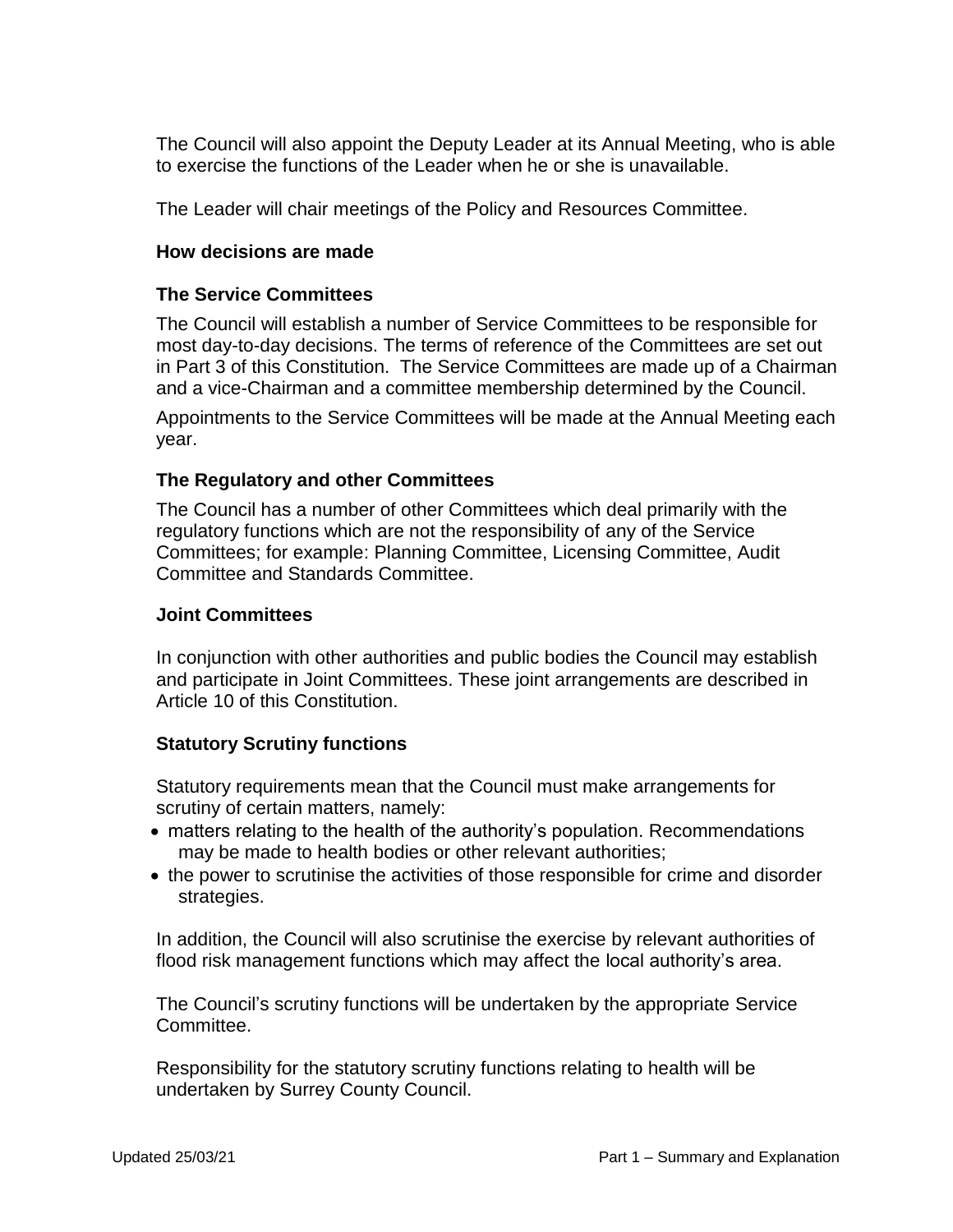The Council will also appoint the Deputy Leader at its Annual Meeting, who is able to exercise the functions of the Leader when he or she is unavailable.

The Leader will chair meetings of the Policy and Resources Committee.

**How decisions are made**

**The Service Committees**

The Council will establish a number of Service Committees to be responsible for most day-to-day decisions. The terms of reference of the Committees are set out in Part 3 of this Constitution. The Service Committees are made up of a Chairman and a vice-Chairman and a committee membership determined by the Council.

Appointments to the Service Committees will be made at the Annual Meeting each year.

**The Regulatory and other Committees**

The Council has a number of other Committees which deal primarily with the regulatory functions which are not the responsibility of any of the Service Committees; for example: Planning Committee, Licensing Committee, Audit Committee and Standards Committee.

**Joint Committees**

In conjunction with other authorities and public bodies the Council may establish and participate in Joint Committees. These joint arrangements are described in Article 10 of this Constitution.

**Statutory Scrutiny functions**

Statutory requirements mean that the Council must make arrangements for scrutiny of certain matters, namely:

- matters relating to the health of the authority's population. Recommendations may be made to health bodies or other relevant authorities;
- the power to scrutinise the activities of those responsible for crime and disorder strategies.

In addition, the Council will also scrutinise the exercise by relevant authorities of flood risk management functions which may affect the local authority's area.

The Council's scrutiny functions will be undertaken by the appropriate Service Committee.

Responsibility for the statutory scrutiny functions relating to health will be undertaken by Surrey County Council.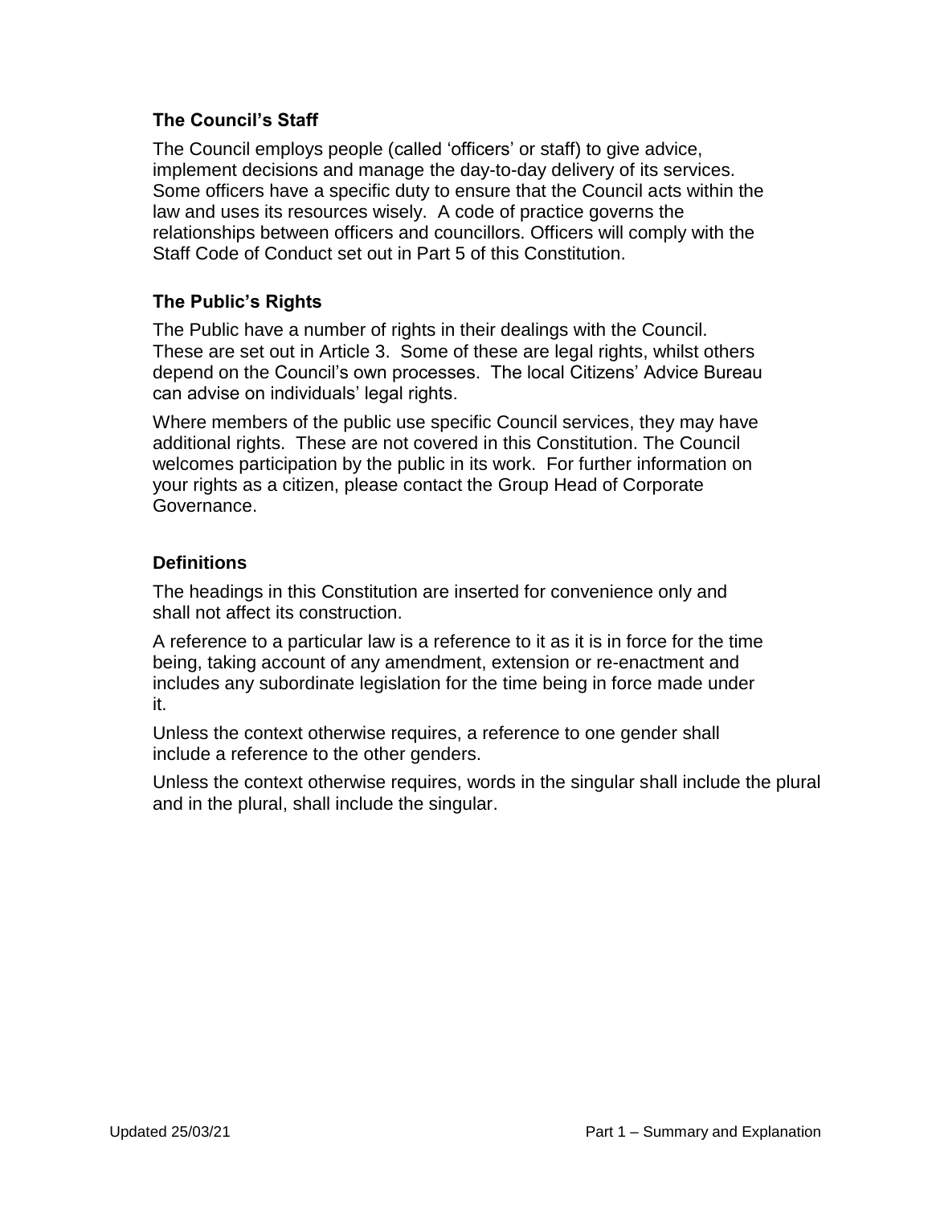### The Council's Staff

The Council employs people (called 'officers' or staff) to give advice, implement decisions and manage the day-to-day delivery of its services. Some officers have a specific duty to ensure that the Council acts within the law and uses its resources wisely. A code of practice governs the relationships between officers and councillors. Officers will comply with the Staff Code of Conduct set out in Part 5 of this Constitution.

### The Public's Rights

The Public have a number of rights in their dealings with the Council. These are set out in Article 3. Some of these are legal rights, whilst others depend on the Council's own processes. The local Citizens' Advice Bureau can advise on individuals' legal rights.

Where members of the public use specific Council services, they may have additional rights. These are not covered in this Constitution. The Council welcomes participation by the public in its work. For further information on your rights as a citizen, please contact the Group Head of Corporate Governance.

### Definitions

The headings in this Constitution are inserted for convenience only and shall not affect its construction.

A reference to a particular law is a reference to it as it is in force for the time being, taking account of any amendment, extension or re-enactment and includes any subordinate legislation for the time being in force made under it.

Unless the context otherwise requires, a reference to one gender shall include a reference to the other genders.

Unless the context otherwise requires, words in the singular shall include the plural and in the plural, shall include the singular.